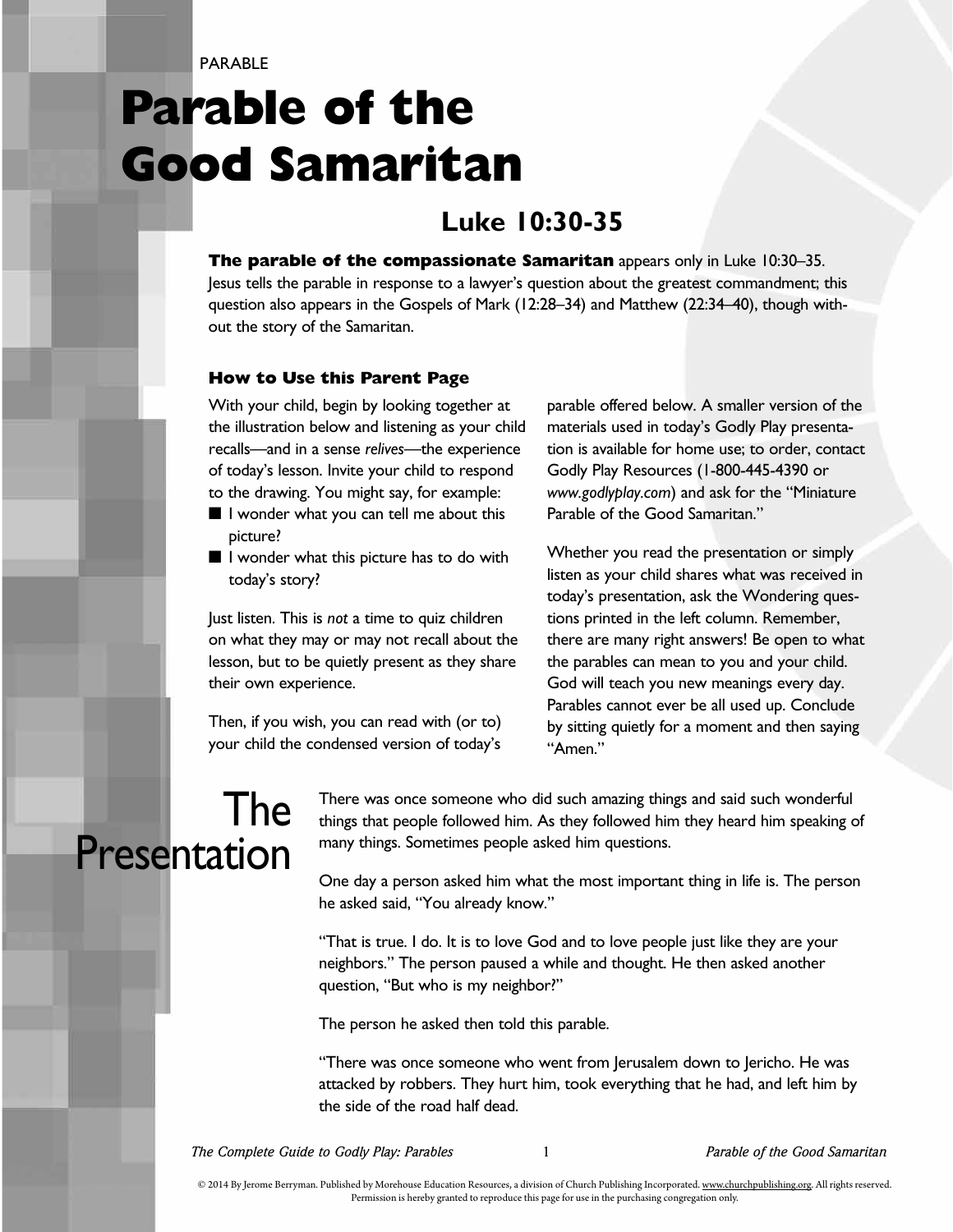PARABLE

# Parable of the Good Samaritan

## Luke 10:30-35

**The parable of the compassionate Samaritan** appears only in Luke 10:30–35. Jesus tells the parable in response to a lawyer's question about the greatest commandment; this question also appears in the Gospels of Mark (12:28–34) and Matthew (22:34–40), though without the story of the Samaritan.

### How to Use this Parent Page

With your child, begin by looking together at the illustration below and listening as your child recalls—and in a sense *relives*—the experience of today's lesson. Invite your child to respond to the drawing. You might say, for example:

- I wonder what you can tell me about this picture?
- I wonder what this picture has to do with today's story?

Just listen. This is *not* a time to quiz children on what they may or may not recall about the lesson, but to be quietly present as they share their own experience.

Then, if you wish, you can read with (or to) your child the condensed version of today's parable offered below. A smaller version of the materials used in today's Godly Play presentation is available for home use; to order, contact Godly Play Resources (1-800-445-4390 or *www.godlyplay.com*) and ask for the "Miniature Parable of the Good Samaritan."

Whether you read the presentation or simply listen as your child shares what was received in today's presentation, ask the Wondering questions printed in the left column. Remember, there are many right answers! Be open to what the parables can mean to you and your child. God will teach you new meanings every day. Parables cannot ever be all used up. Conclude by sitting quietly for a moment and then saying "Amen."

## The Presentation

There was once someone who did such amazing things and said such wonderful things that people followed him. As they followed him they heard him speaking of many things. Sometimes people asked him questions.

One day a person asked him what the most important thing in life is. The person he asked said, "You already know."

"That is true. I do. It is to love God and to love people just like they are your neighbors." The person paused a while and thought. He then asked another question, "But who is my neighbor?"

The person he asked then told this parable.

"There was once someone who went from Jerusalem down to Jericho. He was attacked by robbers. They hurt him, took everything that he had, and left him by the side of the road half dead.

© 2014 By Jerome Berryman. Published by Morehouse Education Resources, a division of Church Publishing Incorporated. www.churchpublishing.org. All rights reserved. Permission is hereby granted to reproduce this page for use in the purchasing congregation only.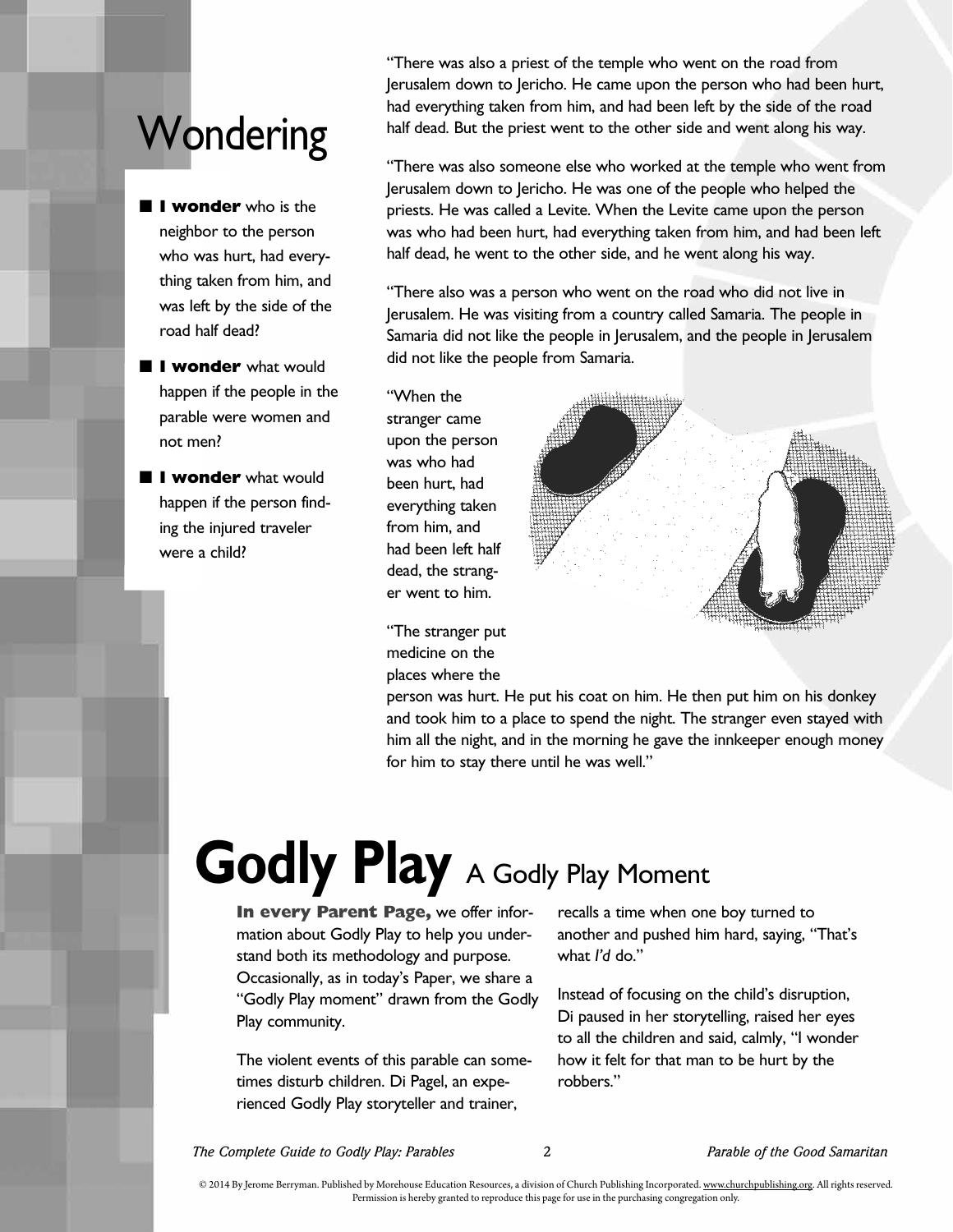# Wondering

- **I wonder** who is the neighbor to the person who was hurt, had everything taken from him, and was left by the side of the road half dead?
- **I wonder** what would happen if the people in the parable were women and not men?
- **I wonder** what would happen if the person finding the injured traveler were a child?

"There was also a priest of the temple who went on the road from Jerusalem down to Jericho. He came upon the person who had been hurt, had everything taken from him, and had been left by the side of the road half dead. But the priest went to the other side and went along his way.

"There was also someone else who worked at the temple who went from Jerusalem down to Jericho. He was one of the people who helped the priests. He was called a Levite. When the Levite came upon the person was who had been hurt, had everything taken from him, and had been left half dead, he went to the other side, and he went along his way.

"There also was a person who went on the road who did not live in Jerusalem. He was visiting from a country called Samaria. The people in Samaria did not like the people in Jerusalem, and the people in Jerusalem did not like the people from Samaria.

"When the stranger came upon the person was who had been hurt, had everything taken from him, and had been left half dead, the stranger went to him.

"The stranger put medicine on the places where the person was hurt. He put his coat on him. He then put him on his donkey and took him to a place to spend the night. The stranger even stayed with him all the night, and in the morning he gave the innkeeper enough money for him to stay there until he was well."

# Godly Play A Godly Play Moment

**In every Parent Page,** we offer information about Godly Play to help you understand both its methodology and purpose. Occasionally, as in today's Paper, we share a "Godly Play moment" drawn from the Godly Play community.

The violent events of this parable can sometimes disturb children. Di Pagel, an experienced Godly Play storyteller and trainer, recalls a time when one boy turned to another and pushed him hard, saying, "That's what *I'd* do."

Instead of focusing on the child's disruption, Di paused in her storytelling, raised her eyes to all the children and said, calmly, "I wonder how it felt for that man to be hurt by the robbers."

© 2014 By Jerome Berryman. Published by Morehouse Education Resources, a division of Church Publishing Incorporated. www.churchpublishing.org. All rights reserved. Permission is hereby granted to reproduce this page for use in the purchasing congregation only.